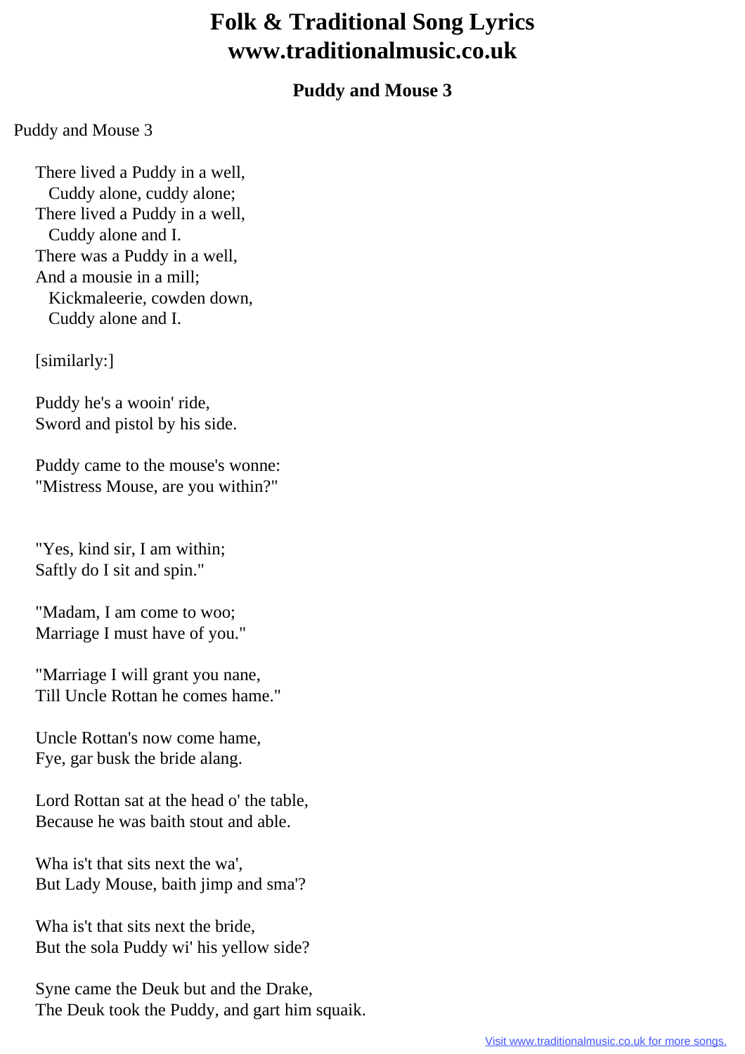# Folk & Traditional Song Lyrics
# www.traditionalmusic.co.uk

### Puddy and Mouse 3

Puddy and Mouse 3

There lived a Puddy in a well,
  Cuddy alone, cuddy alone;
There lived a Puddy in a well,
  Cuddy alone and I.
There was a Puddy in a well,
And a mousie in a mill;
  Kickmaleerie, cowden down,
  Cuddy alone and I.

[similarly:]

Puddy he's a wooin' ride,
Sword and pistol by his side.

Puddy came to the mouse's wonne:
"Mistress Mouse, are you within?"

"Yes, kind sir, I am within;
Saftly do I sit and spin."

"Madam, I am come to woo;
Marriage I must have of you."

"Marriage I will grant you nane,
Till Uncle Rottan he comes hame."

Uncle Rottan's now come hame,
Fye, gar busk the bride alang.

Lord Rottan sat at the head o' the table,
Because he was baith stout and able.

Wha is't that sits next the wa',
But Lady Mouse, baith jimp and sma'?

Wha is't that sits next the bride,
But the sola Puddy wi' his yellow side?

Syne came the Deuk but and the Drake,
The Deuk took the Puddy, and gart him squaik.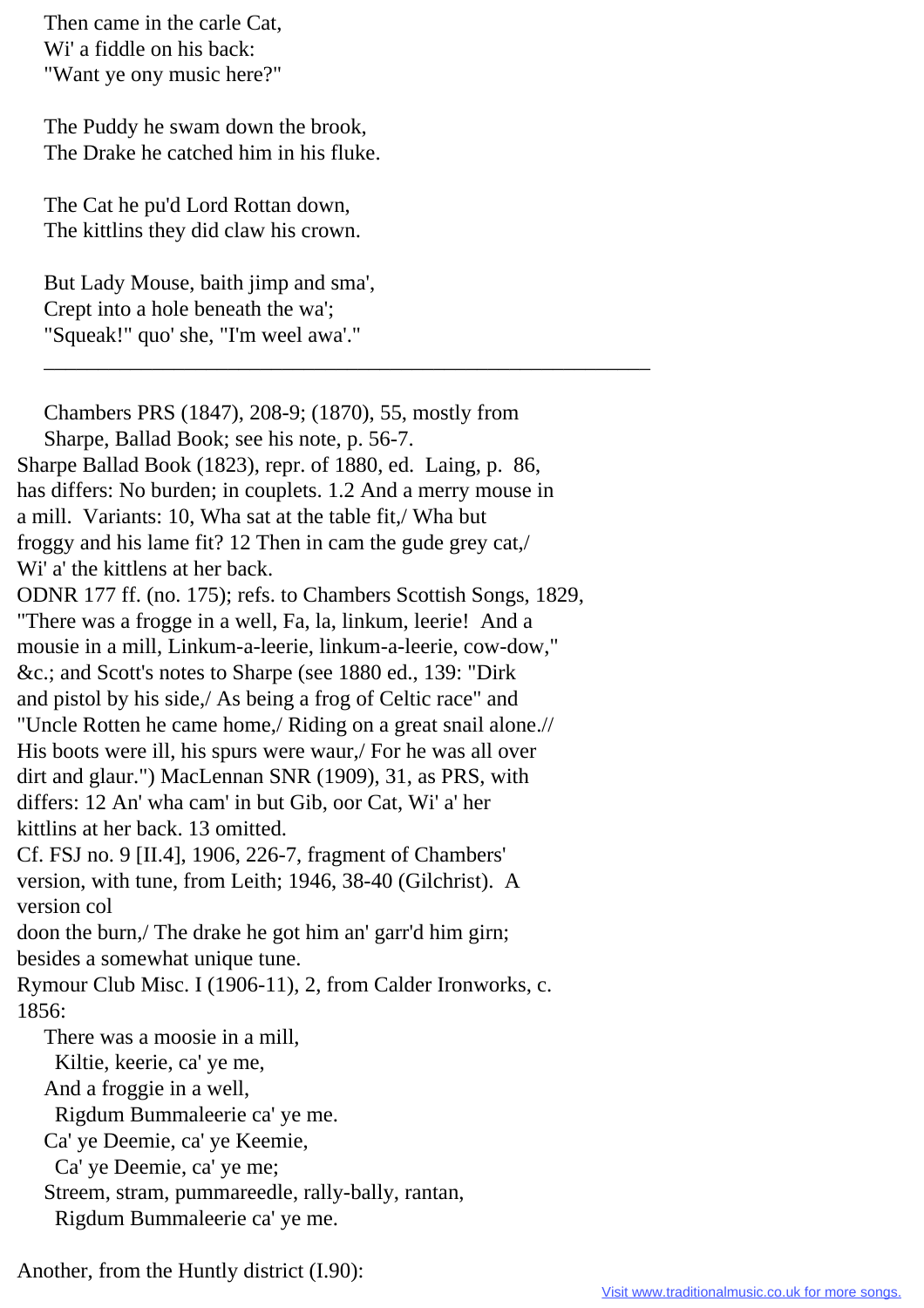Then came in the carle Cat,
Wi' a fiddle on his back:
"Want ye ony music here?"

The Puddy he swam down the brook,
The Drake he catched him in his fluke.

The Cat he pu'd Lord Rottan down,
The kittlins they did claw his crown.

But Lady Mouse, baith jimp and sma',
Crept into a hole beneath the wa';
"Squeak!" quo' she, "I'm weel awa'."

---

Chambers PRS (1847), 208-9; (1870), 55, mostly from Sharpe, Ballad Book; see his note, p. 56-7.
Sharpe Ballad Book (1823), repr. of 1880, ed. Laing, p. 86, has differs: No burden; in couplets. 1.2 And a merry mouse in a mill. Variants: 10, Wha sat at the table fit,/ Wha but froggy and his lame fit? 12 Then in cam the gude grey cat,/ Wi' a' the kittlens at her back.
ODNR 177 ff. (no. 175); refs. to Chambers Scottish Songs, 1829, "There was a frogge in a well, Fa, la, linkum, leerie! And a mousie in a mill, Linkum-a-leerie, linkum-a-leerie, cow-dow," &c.; and Scott's notes to Sharpe (see 1880 ed., 139: "Dirk and pistol by his side,/ As being a frog of Celtic race" and "Uncle Rotten he came home,/ Riding on a great snail alone.// His boots were ill, his spurs were waur,/ For he was all over dirt and glaur.") MacLennan SNR (1909), 31, as PRS, with differs: 12 An' wha cam' in but Gib, oor Cat, Wi' a' her kittlins at her back. 13 omitted.
Cf. FSJ no. 9 [II.4], 1906, 226-7, fragment of Chambers' version, with tune, from Leith; 1946, 38-40 (Gilchrist). A version col
doon the burn,/ The drake he got him an' garr'd him girn; besides a somewhat unique tune.
Rymour Club Misc. I (1906-11), 2, from Calder Ironworks, c. 1856:

There was a moosie in a mill,
  Kiltie, keerie, ca' ye me,
And a froggie in a well,
  Rigdum Bummaleerie ca' ye me.
Ca' ye Deemie, ca' ye Keemie,
  Ca' ye Deemie, ca' ye me;
Streem, stram, pummareedle, rally-bally, rantan,
  Rigdum Bummaleerie ca' ye me.

Another, from the Huntly district (I.90):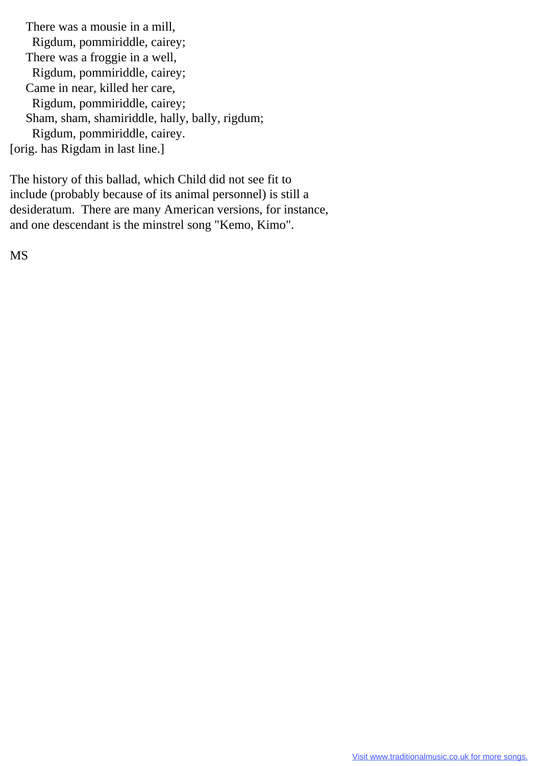There was a mousie in a mill,  
  Rigdum, pommiriddle, cairey;  
There was a froggie in a well,  
  Rigdum, pommiriddle, cairey;  
Came in near, killed her care,  
  Rigdum, pommiriddle, cairey;  
Sham, sham, shamiriddle, hally, bally, rigdum;  
  Rigdum, pommiriddle, cairey.  
[orig. has Rigdam in last line.]

The history of this ballad, which Child did not see fit to include (probably because of its animal personnel) is still a desideratum. There are many American versions, for instance, and one descendant is the minstrel song "Kemo, Kimo".

MS